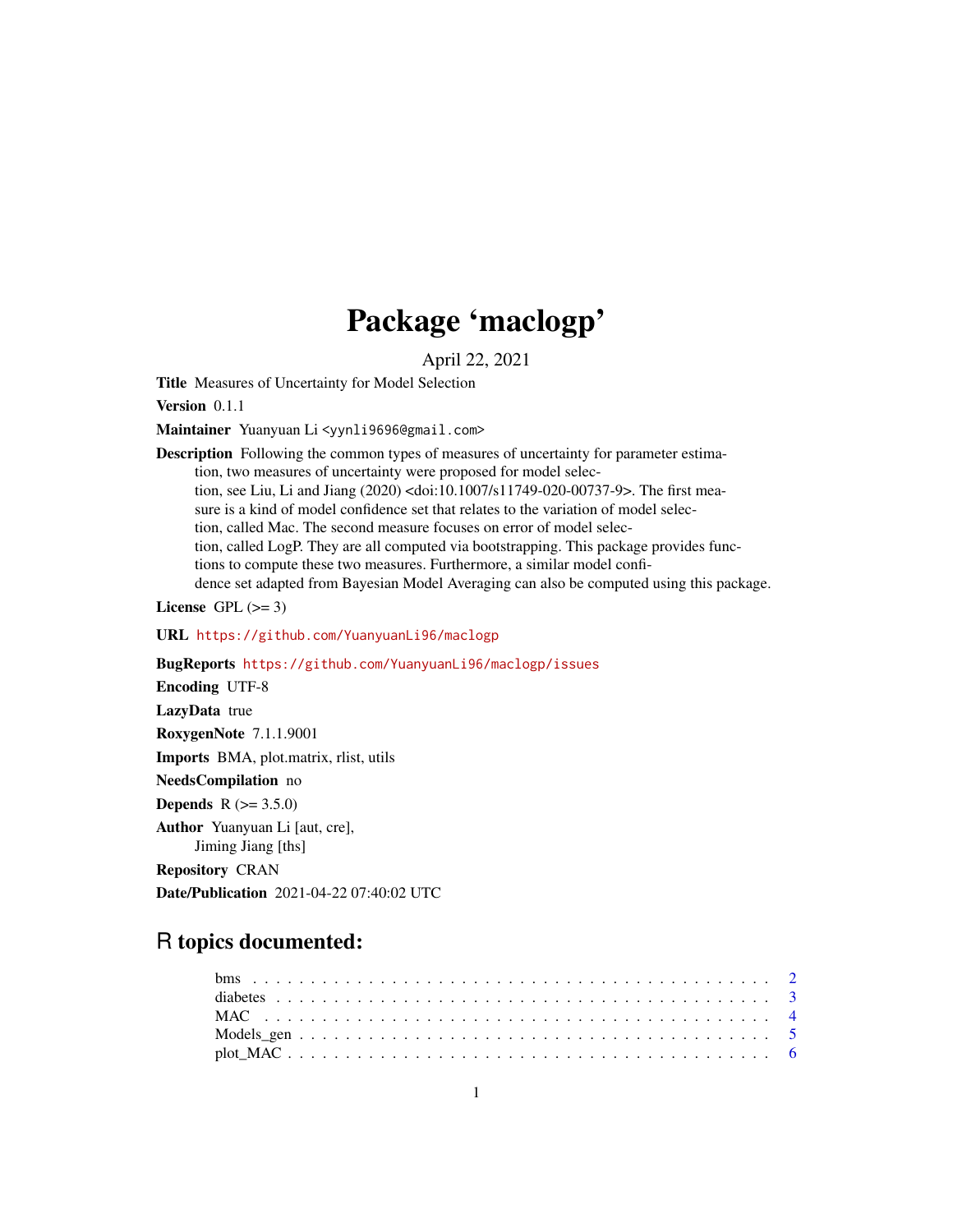# Package 'maclogp'

April 22, 2021

**Title** Measures of Uncertainty for Model Selection

**Version** 0.1.1

**Maintainer** Yuanyuan Li <yynli9696@gmail.com>

**Description** Following the common types of measures of uncertainty for parameter estimation, two measures of uncertainty were proposed for model selection, see Liu, Li and Jiang (2020) <doi:10.1007/s11749-020-00737-9>. The first measure is a kind of model confidence set that relates to the variation of model selection, called Mac. The second measure focuses on error of model selection, called LogP. They are all computed via bootstrapping. This package provides functions to compute these two measures. Furthermore, a similar model confidence set adapted from Bayesian Model Averaging can also be computed using this package.

**License** GPL (>= 3)

**URL** https://github.com/YuanyuanLi96/maclogp

**BugReports** https://github.com/YuanyuanLi96/maclogp/issues

**Encoding** UTF-8

**LazyData** true

**RoxygenNote** 7.1.1.9001

**Imports** BMA, plot.matrix, rlist, utils

**NeedsCompilation** no

**Depends** R (>= 3.5.0)

**Author** Yuanyuan Li [aut, cre],
Jiming Jiang [ths]

**Repository** CRAN

**Date/Publication** 2021-04-22 07:40:02 UTC

## R topics documented:

| | |
|---|---|
| bms | 2 |
| diabetes | 3 |
| MAC | 4 |
| Models_gen | 5 |
| plot_MAC | 6 |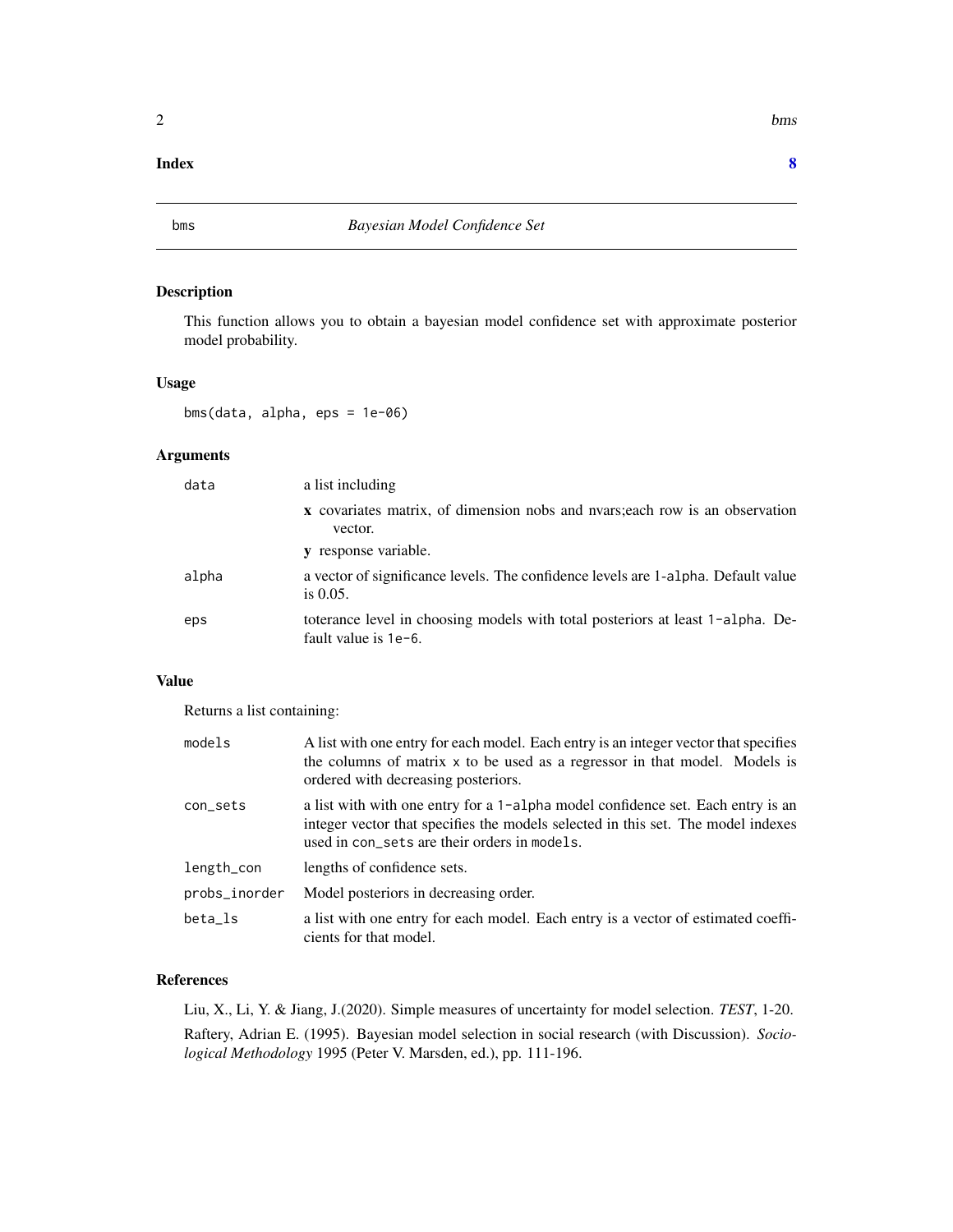**Index** **8**

---

## bms — *Bayesian Model Confidence Set*

### Description

This function allows you to obtain a bayesian model confidence set with approximate posterior model probability.

### Usage

```
bms(data, alpha, eps = 1e-06)
```

### Arguments

| | |
|---|---|
| `data` | a list including<br>**x** covariates matrix, of dimension nobs and nvars;each row is an observation vector.<br>**y** response variable. |
| `alpha` | a vector of significance levels. The confidence levels are 1-`alpha`. Default value is 0.05. |
| `eps` | toterance level in choosing models with total posteriors at least `1-alpha`. Default value is `1e-6`. |

### Value

Returns a list containing:

| | |
|---|---|
| `models` | A list with one entry for each model. Each entry is an integer vector that specifies the columns of matrix `x` to be used as a regressor in that model. Models is ordered with decreasing posteriors. |
| `con_sets` | a list with with one entry for a `1-alpha` model confidence set. Each entry is an integer vector that specifies the models selected in this set. The model indexes used in `con_sets` are their orders in `models`. |
| `length_con` | lengths of confidence sets. |
| `probs_inorder` | Model posteriors in decreasing order. |
| `beta_ls` | a list with one entry for each model. Each entry is a vector of estimated coefficients for that model. |

### References

Liu, X., Li, Y. & Jiang, J.(2020). Simple measures of uncertainty for model selection. *TEST*, 1-20.

Raftery, Adrian E. (1995). Bayesian model selection in social research (with Discussion). *Sociological Methodology* 1995 (Peter V. Marsden, ed.), pp. 111-196.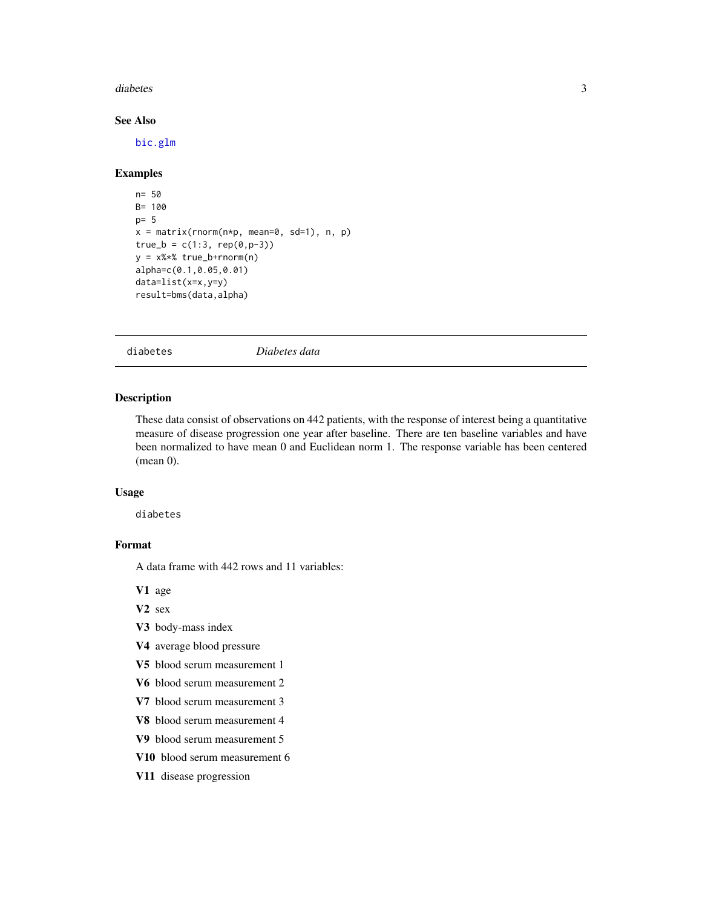### See Also

bic.glm

### Examples

```
n= 50
B= 100
p= 5
x = matrix(rnorm(n*p, mean=0, sd=1), n, p)
true_b = c(1:3, rep(0,p-3))
y = x%*% true_b+rnorm(n)
alpha=c(0.1,0.05,0.01)
data=list(x=x,y=y)
result=bms(data,alpha)
```

---

## diabetes *Diabetes data*

---

### Description

These data consist of observations on 442 patients, with the response of interest being a quantitative measure of disease progression one year after baseline. There are ten baseline variables and have been normalized to have mean 0 and Euclidean norm 1. The response variable has been centered (mean 0).

### Usage

```
diabetes
```

### Format

A data frame with 442 rows and 11 variables:

**V1** age

**V2** sex

**V3** body-mass index

**V4** average blood pressure

**V5** blood serum measurement 1

**V6** blood serum measurement 2

**V7** blood serum measurement 3

**V8** blood serum measurement 4

**V9** blood serum measurement 5

**V10** blood serum measurement 6

**V11** disease progression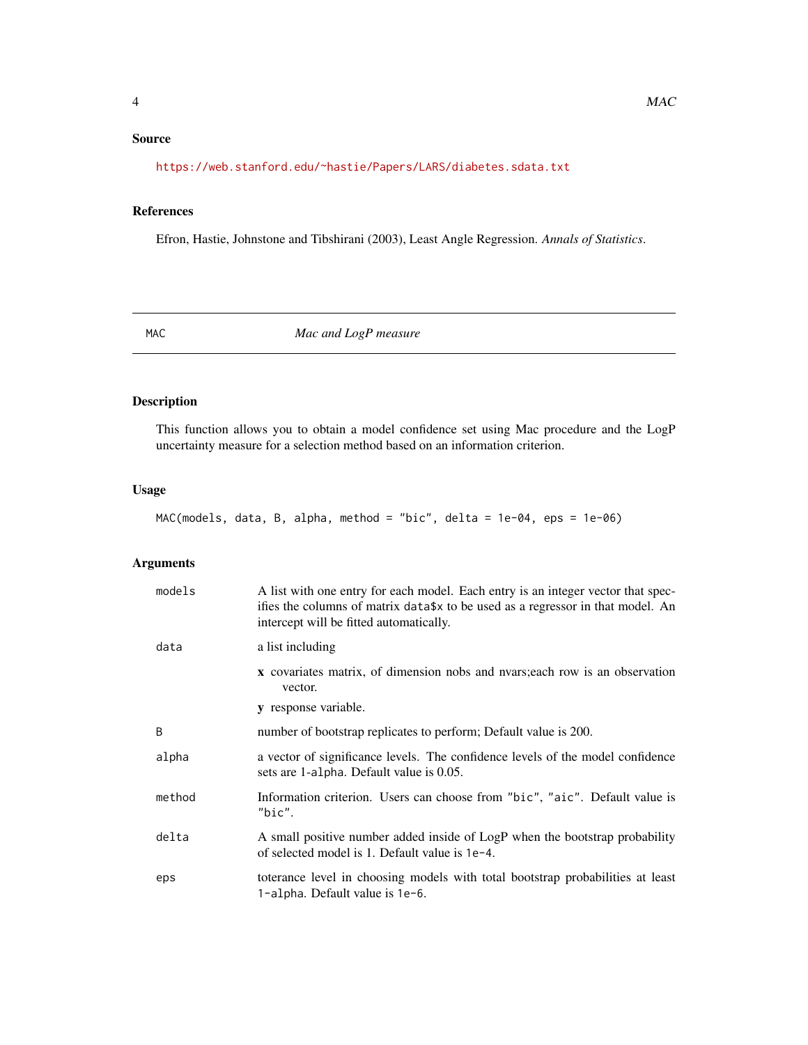## Source

https://web.stanford.edu/~hastie/Papers/LARS/diabetes.sdata.txt

## References

Efron, Hastie, Johnstone and Tibshirani (2003), Least Angle Regression. *Annals of Statistics*.

---

MAC *Mac and LogP measure*

---

## Description

This function allows you to obtain a model confidence set using Mac procedure and the LogP uncertainty measure for a selection method based on an information criterion.

## Usage

```
MAC(models, data, B, alpha, method = "bic", delta = 1e-04, eps = 1e-06)
```

## Arguments

| | |
|---|---|
| `models` | A list with one entry for each model. Each entry is an integer vector that specifies the columns of matrix `data$x` to be used as a regressor in that model. An intercept will be fitted automatically. |
| `data` | a list including<br>**x** covariates matrix, of dimension nobs and nvars;each row is an observation vector.<br>**y** response variable. |
| `B` | number of bootstrap replicates to perform; Default value is 200. |
| `alpha` | a vector of significance levels. The confidence levels of the model confidence sets are `1-alpha`. Default value is 0.05. |
| `method` | Information criterion. Users can choose from `"bic"`, `"aic"`. Default value is `"bic"`. |
| `delta` | A small positive number added inside of LogP when the bootstrap probability of selected model is 1. Default value is `1e-4`. |
| `eps` | toterance level in choosing models with total bootstrap probabilities at least `1-alpha`. Default value is `1e-6`. |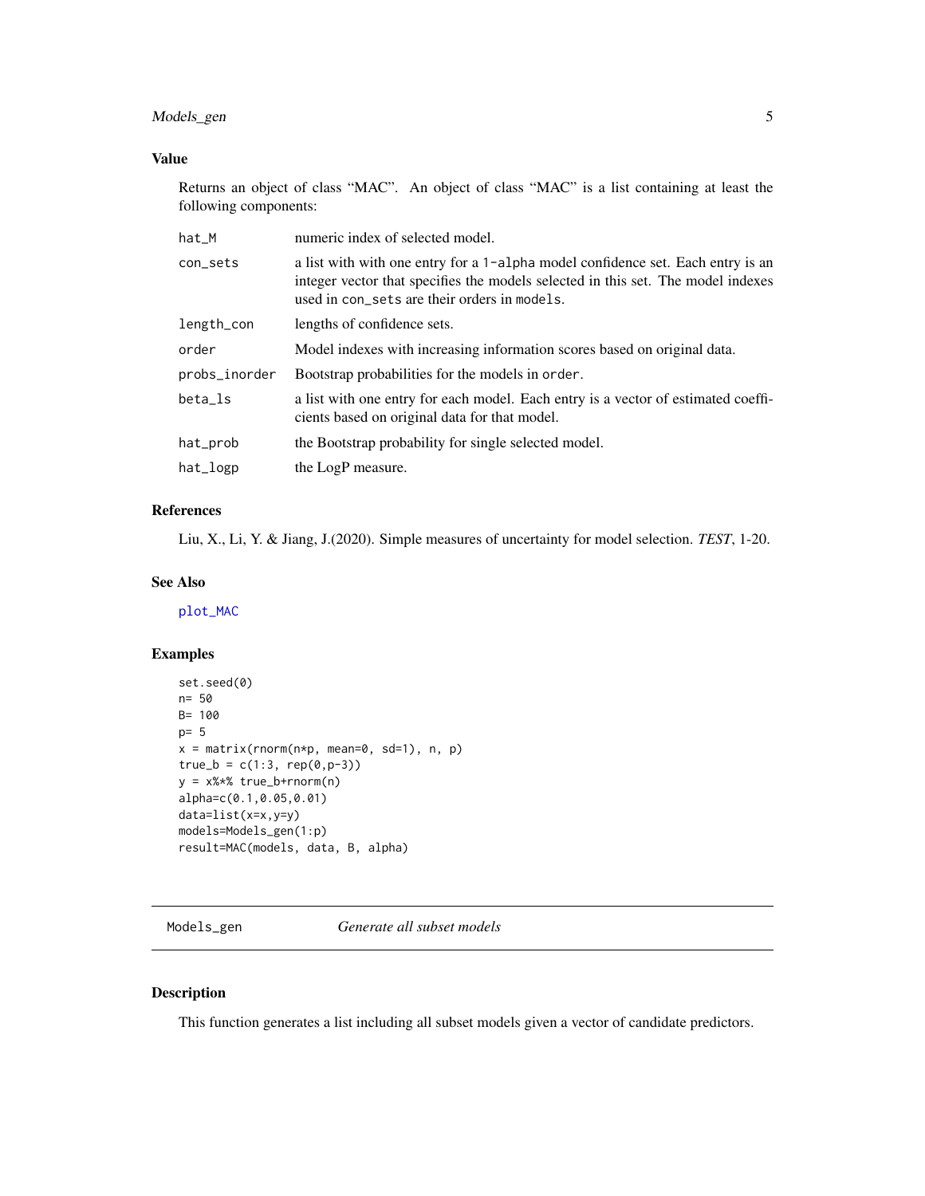### Value

Returns an object of class "MAC". An object of class "MAC" is a list containing at least the following components:

| | |
|---|---|
| `hat_M` | numeric index of selected model. |
| `con_sets` | a list with with one entry for a `1-alpha` model confidence set. Each entry is an integer vector that specifies the models selected in this set. The model indexes used in `con_sets` are their orders in `models`. |
| `length_con` | lengths of confidence sets. |
| `order` | Model indexes with increasing information scores based on original data. |
| `probs_inorder` | Bootstrap probabilities for the models in `order`. |
| `beta_ls` | a list with one entry for each model. Each entry is a vector of estimated coefficients based on original data for that model. |
| `hat_prob` | the Bootstrap probability for single selected model. |
| `hat_logp` | the LogP measure. |

### References

Liu, X., Li, Y. & Jiang, J.(2020). Simple measures of uncertainty for model selection. *TEST*, 1-20.

### See Also

`plot_MAC`

### Examples

```
set.seed(0)
n= 50
B= 100
p= 5
x = matrix(rnorm(n*p, mean=0, sd=1), n, p)
true_b = c(1:3, rep(0,p-3))
y = x%*% true_b+rnorm(n)
alpha=c(0.1,0.05,0.01)
data=list(x=x,y=y)
models=Models_gen(1:p)
result=MAC(models, data, B, alpha)
```

---

## `Models_gen` *Generate all subset models*

### Description

This function generates a list including all subset models given a vector of candidate predictors.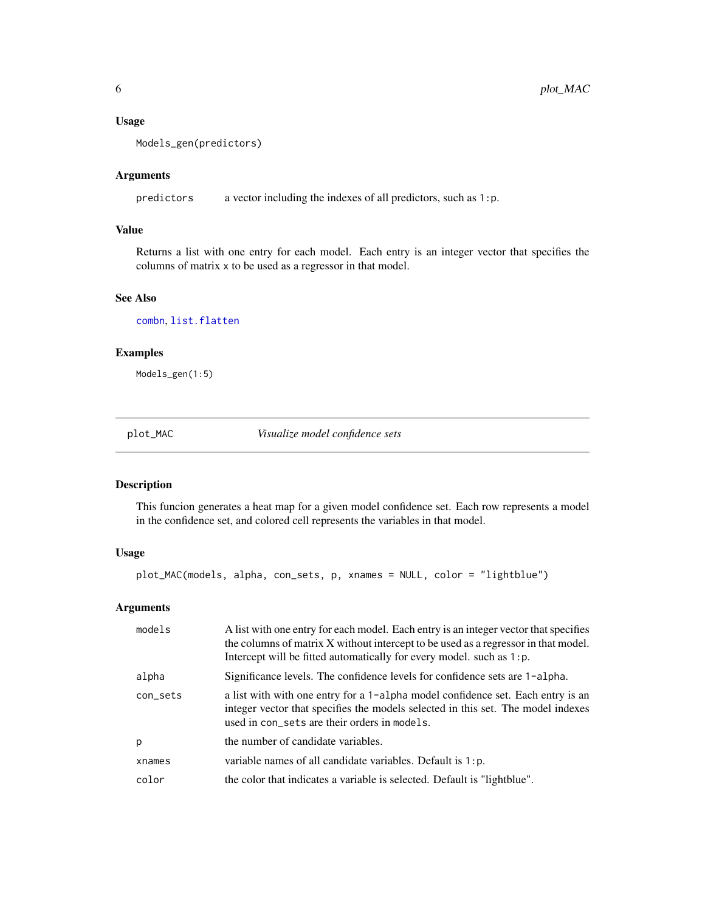### Usage

```
Models_gen(predictors)
```

### Arguments

| | |
|---|---|
| predictors | a vector including the indexes of all predictors, such as `1:p`. |

### Value

Returns a list with one entry for each model. Each entry is an integer vector that specifies the columns of matrix x to be used as a regressor in that model.

### See Also

combn, list.flatten

### Examples

```
Models_gen(1:5)
```

---

## plot_MAC — *Visualize model confidence sets*

---

### Description

This funcion generates a heat map for a given model confidence set. Each row represents a model in the confidence set, and colored cell represents the variables in that model.

### Usage

```
plot_MAC(models, alpha, con_sets, p, xnames = NULL, color = "lightblue")
```

### Arguments

| | |
|---|---|
| models | A list with one entry for each model. Each entry is an integer vector that specifies the columns of matrix X without intercept to be used as a regressor in that model. Intercept will be fitted automatically for every model. such as `1:p`. |
| alpha | Significance levels. The confidence levels for confidence sets are `1-alpha`. |
| con_sets | a list with with one entry for a `1-alpha` model confidence set. Each entry is an integer vector that specifies the models selected in this set. The model indexes used in `con_sets` are their orders in `models`. |
| p | the number of candidate variables. |
| xnames | variable names of all candidate variables. Default is `1:p`. |
| color | the color that indicates a variable is selected. Default is "lightblue". |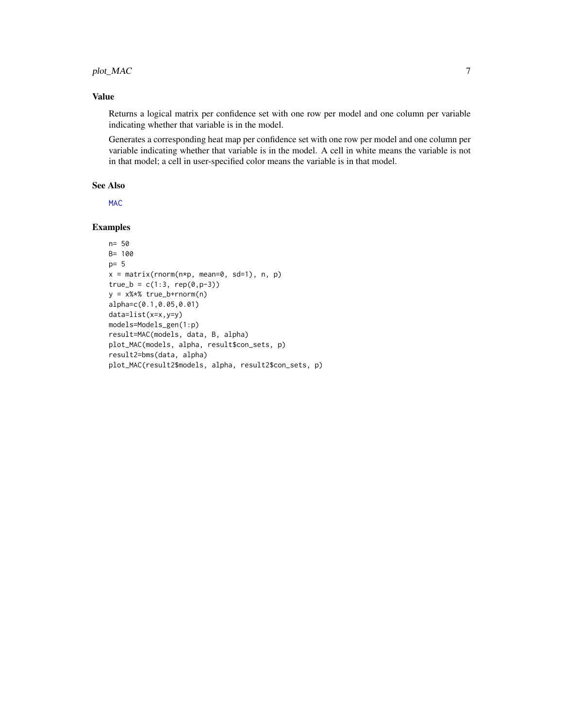## Value

Returns a logical matrix per confidence set with one row per model and one column per variable indicating whether that variable is in the model.

Generates a corresponding heat map per confidence set with one row per model and one column per variable indicating whether that variable is in the model. A cell in white means the variable is not in that model; a cell in user-specified color means the variable is in that model.

## See Also

MAC

## Examples

```
n= 50
B= 100
p= 5
x = matrix(rnorm(n*p, mean=0, sd=1), n, p)
true_b = c(1:3, rep(0,p-3))
y = x%*% true_b+rnorm(n)
alpha=c(0.1,0.05,0.01)
data=list(x=x,y=y)
models=Models_gen(1:p)
result=MAC(models, data, B, alpha)
plot_MAC(models, alpha, result$con_sets, p)
result2=bms(data, alpha)
plot_MAC(result2$models, alpha, result2$con_sets, p)
```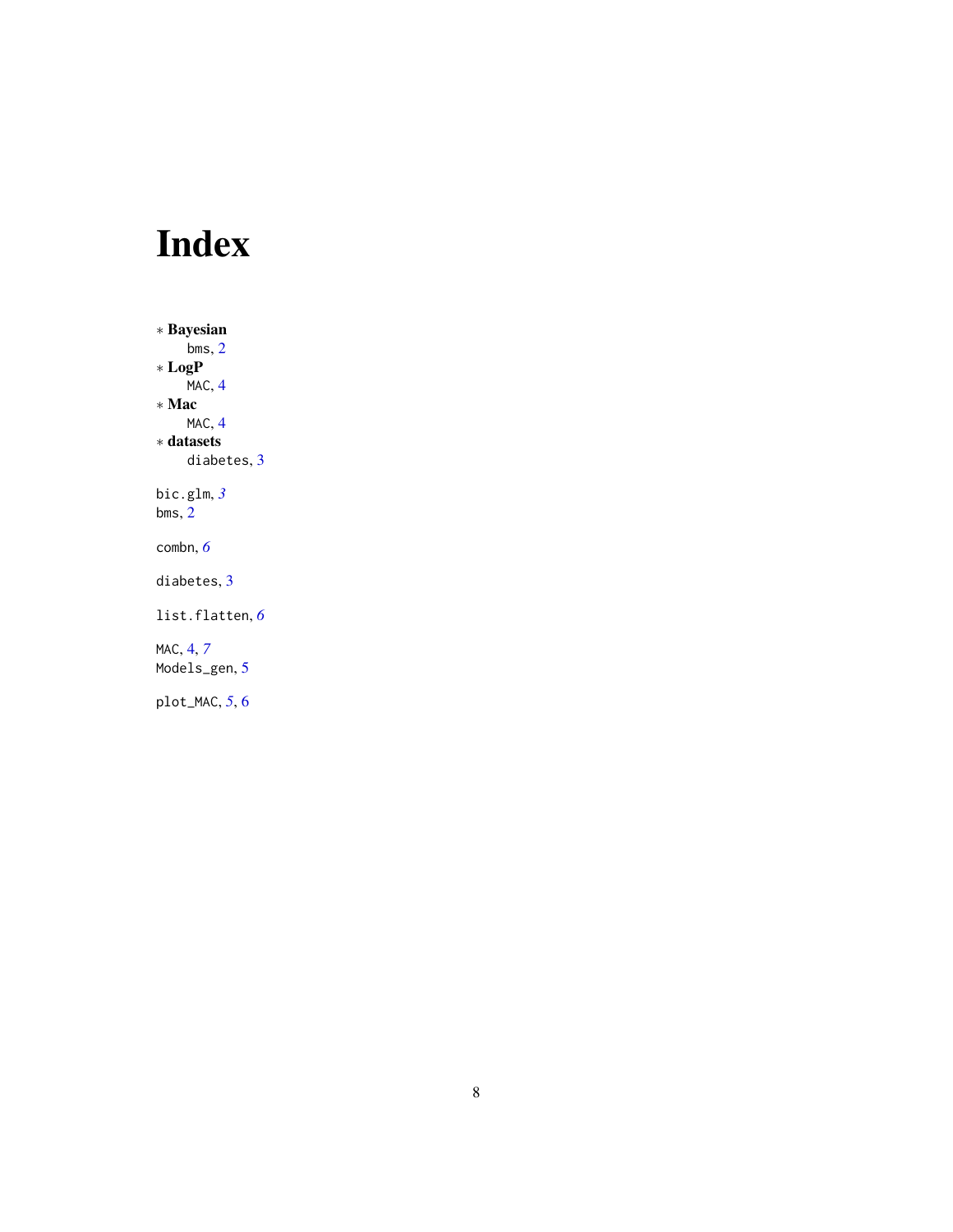# Index

∗ **Bayesian**
  bms, 2
∗ **LogP**
  MAC, 4
∗ **Mac**
  MAC, 4
∗ **datasets**
  diabetes, 3

bic.glm, *3*
bms, 2

combn, *6*

diabetes, 3

list.flatten, *6*

MAC, 4, *7*
Models_gen, 5

plot_MAC, *5*, 6